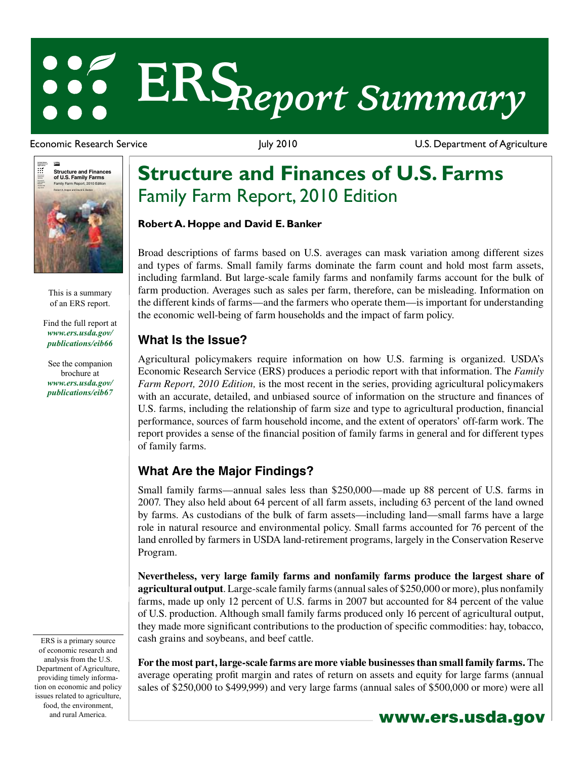# ERS Report Summary

Economic Research Service | July 2010 | U.S. Department of Agriculture

# Structure and Finances of U.S. Farms

## Family Farm Report, 2010 Edition

**Robert A. Hoppe and David E. Banker**

This is a summary of an ERS report.

Find the full report at ***www.ers.usda.gov/publications/eib66***

See the companion brochure at ***www.ers.usda.gov/publications/eib67***

Broad descriptions of farms based on U.S. averages can mask variation among different sizes and types of farms. Small family farms dominate the farm count and hold most farm assets, including farmland. But large-scale family farms and nonfamily farms account for the bulk of farm production. Averages such as sales per farm, therefore, can be misleading. Information on the different kinds of farms—and the farmers who operate them—is important for understanding the economic well-being of farm households and the impact of farm policy.

### What Is the Issue?

Agricultural policymakers require information on how U.S. farming is organized. USDA's Economic Research Service (ERS) produces a periodic report with that information. The *Family Farm Report, 2010 Edition,* is the most recent in the series, providing agricultural policymakers with an accurate, detailed, and unbiased source of information on the structure and finances of U.S. farms, including the relationship of farm size and type to agricultural production, financial performance, sources of farm household income, and the extent of operators' off-farm work. The report provides a sense of the financial position of family farms in general and for different types of family farms.

### What Are the Major Findings?

Small family farms—annual sales less than $250,000—made up 88 percent of U.S. farms in 2007. They also held about 64 percent of all farm assets, including 63 percent of the land owned by farms. As custodians of the bulk of farm assets—including land—small farms have a large role in natural resource and environmental policy. Small farms accounted for 76 percent of the land enrolled by farmers in USDA land-retirement programs, largely in the Conservation Reserve Program.

**Nevertheless, very large family farms and nonfamily farms produce the largest share of agricultural output**. Large-scale family farms (annual sales of $250,000 or more), plus nonfamily farms, made up only 12 percent of U.S. farms in 2007 but accounted for 84 percent of the value of U.S. production. Although small family farms produced only 16 percent of agricultural output, they made more significant contributions to the production of specific commodities: hay, tobacco, cash grains and soybeans, and beef cattle.

**For the most part, large-scale farms are more viable businesses than small family farms.** The average operating profit margin and rates of return on assets and equity for large farms (annual sales of $250,000 to $499,999) and very large farms (annual sales of $500,000 or more) were all

ERS is a primary source of economic research and analysis from the U.S. Department of Agriculture, providing timely information on economic and policy issues related to agriculture, food, the environment, and rural America.

**www.ers.usda.gov**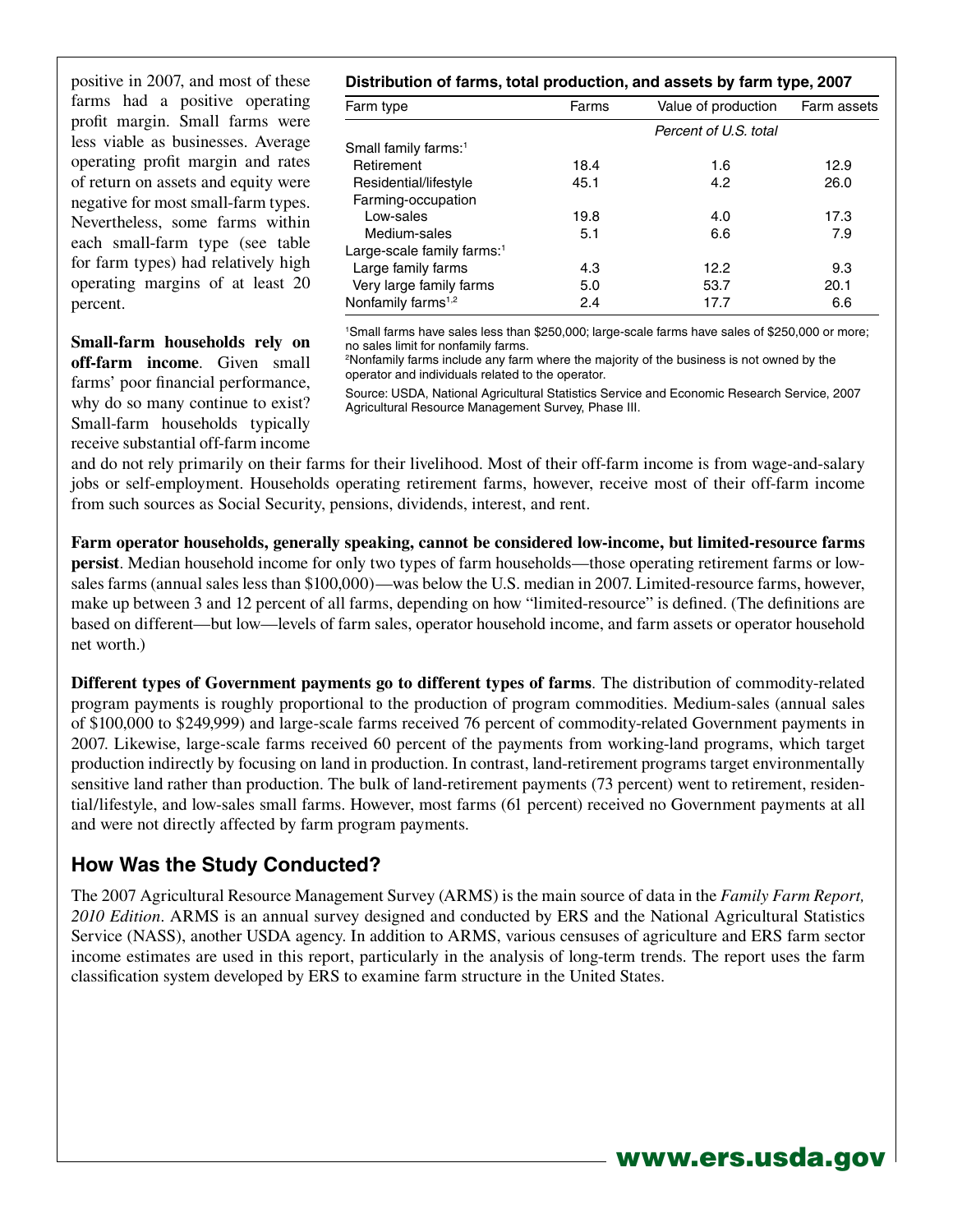positive in 2007, and most of these farms had a positive operating profit margin. Small farms were less viable as businesses. Average operating profit margin and rates of return on assets and equity were negative for most small-farm types. Nevertheless, some farms within each small-farm type (see table for farm types) had relatively high operating margins of at least 20 percent.

**Distribution of farms, total production, and assets by farm type, 2007**

| Farm type | Farms | Value of production | Farm assets |
|---|---|---|---|
| | | *Percent of U.S. total* | |
| Small family farms:[1] | | | |
| Retirement | 18.4 | 1.6 | 12.9 |
| Residential/lifestyle | 45.1 | 4.2 | 26.0 |
| Farming-occupation | | | |
| Low-sales | 19.8 | 4.0 | 17.3 |
| Medium-sales | 5.1 | 6.6 | 7.9 |
| Large-scale family farms:[1] | | | |
| Large family farms | 4.3 | 12.2 | 9.3 |
| Very large family farms | 5.0 | 53.7 | 20.1 |
| Nonfamily farms[1,2] | 2.4 | 17.7 | 6.6 |

[1]Small farms have sales less than $250,000; large-scale farms have sales of $250,000 or more; no sales limit for nonfamily farms.
[2]Nonfamily farms include any farm where the majority of the business is not owned by the operator and individuals related to the operator.

Source: USDA, National Agricultural Statistics Service and Economic Research Service, 2007 Agricultural Resource Management Survey, Phase III.

**Small-farm households rely on off-farm income**. Given small farms' poor financial performance, why do so many continue to exist? Small-farm households typically receive substantial off-farm income and do not rely primarily on their farms for their livelihood. Most of their off-farm income is from wage-and-salary jobs or self-employment. Households operating retirement farms, however, receive most of their off-farm income from such sources as Social Security, pensions, dividends, interest, and rent.

**Farm operator households, generally speaking, cannot be considered low-income, but limited-resource farms persist**. Median household income for only two types of farm households—those operating retirement farms or low-sales farms (annual sales less than $100,000)—was below the U.S. median in 2007. Limited-resource farms, however, make up between 3 and 12 percent of all farms, depending on how "limited-resource" is defined. (The definitions are based on different—but low—levels of farm sales, operator household income, and farm assets or operator household net worth.)

**Different types of Government payments go to different types of farms**. The distribution of commodity-related program payments is roughly proportional to the production of program commodities. Medium-sales (annual sales of $100,000 to $249,999) and large-scale farms received 76 percent of commodity-related Government payments in 2007. Likewise, large-scale farms received 60 percent of the payments from working-land programs, which target production indirectly by focusing on land in production. In contrast, land-retirement programs target environmentally sensitive land rather than production. The bulk of land-retirement payments (73 percent) went to retirement, residential/lifestyle, and low-sales small farms. However, most farms (61 percent) received no Government payments at all and were not directly affected by farm program payments.

## How Was the Study Conducted?

The 2007 Agricultural Resource Management Survey (ARMS) is the main source of data in the *Family Farm Report, 2010 Edition*. ARMS is an annual survey designed and conducted by ERS and the National Agricultural Statistics Service (NASS), another USDA agency. In addition to ARMS, various censuses of agriculture and ERS farm sector income estimates are used in this report, particularly in the analysis of long-term trends. The report uses the farm classification system developed by ERS to examine farm structure in the United States.